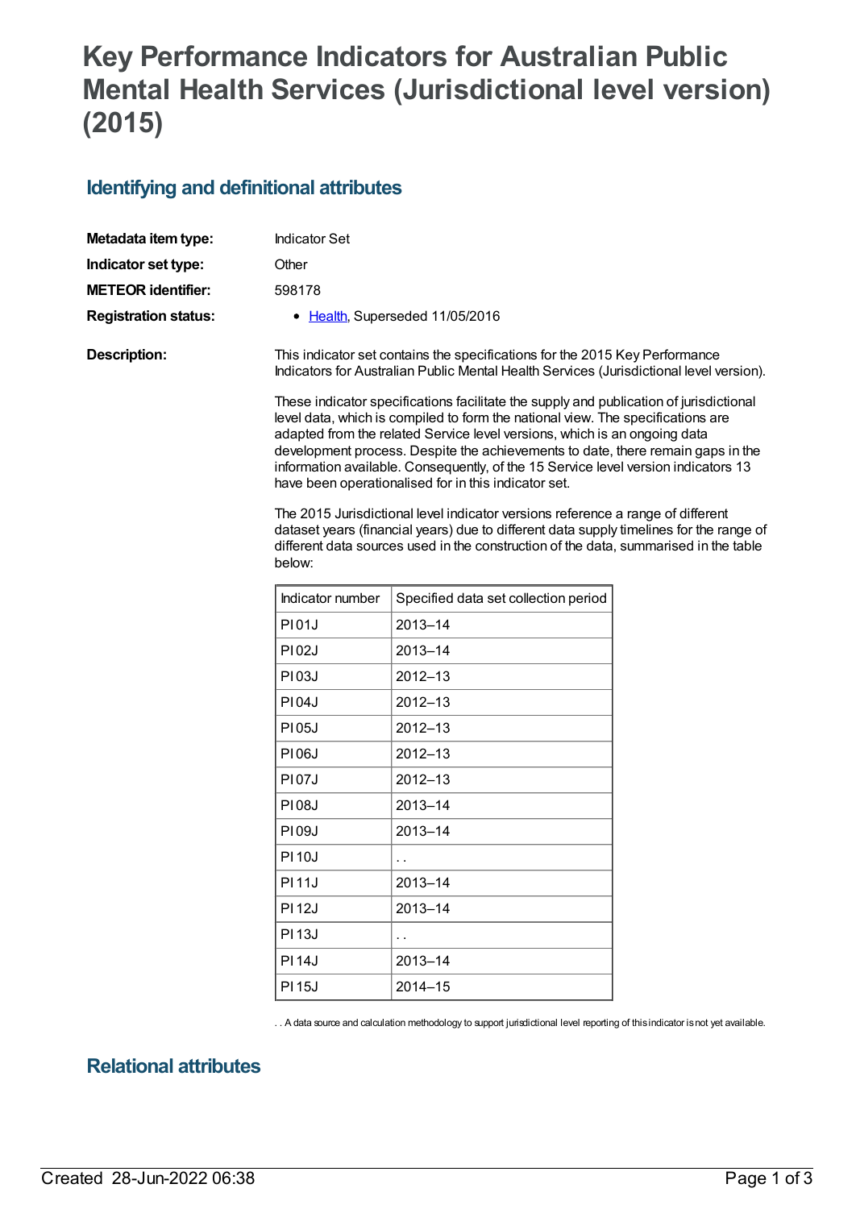# Key Performance Indicators for Australian Public Mental Health Services (Jurisdictional level version) (2015)

## Identifying and definitional attributes

**Metadata item type:** Indicator Set

**Indicator set type:** Other

**METEOR identifier:** 598178

**Registration status:**

- Health, Superseded 11/05/2016

**Description:**

This indicator set contains the specifications for the 2015 Key Performance Indicators for Australian Public Mental Health Services (Jurisdictional level version).

These indicator specifications facilitate the supply and publication of jurisdictional level data, which is compiled to form the national view. The specifications are adapted from the related Service level versions, which is an ongoing data development process. Despite the achievements to date, there remain gaps in the information available. Consequently, of the 15 Service level version indicators 13 have been operationalised for in this indicator set.

The 2015 Jurisdictional level indicator versions reference a range of different dataset years (financial years) due to different data supply timelines for the range of different data sources used in the construction of the data, summarised in the table below:

| Indicator number | Specified data set collection period |
|---|---|
| PI 01J | 2013–14 |
| PI 02J | 2013–14 |
| PI 03J | 2012–13 |
| PI 04J | 2012–13 |
| PI 05J | 2012–13 |
| PI 06J | 2012–13 |
| PI 07J | 2012–13 |
| PI 08J | 2013–14 |
| PI 09J | 2013–14 |
| PI 10J | . . |
| PI 11J | 2013–14 |
| PI 12J | 2013–14 |
| PI 13J | . . |
| PI 14J | 2013–14 |
| PI 15J | 2014–15 |

. . A data source and calculation methodology to support jurisdictional level reporting of this indicator is not yet available.

## Relational attributes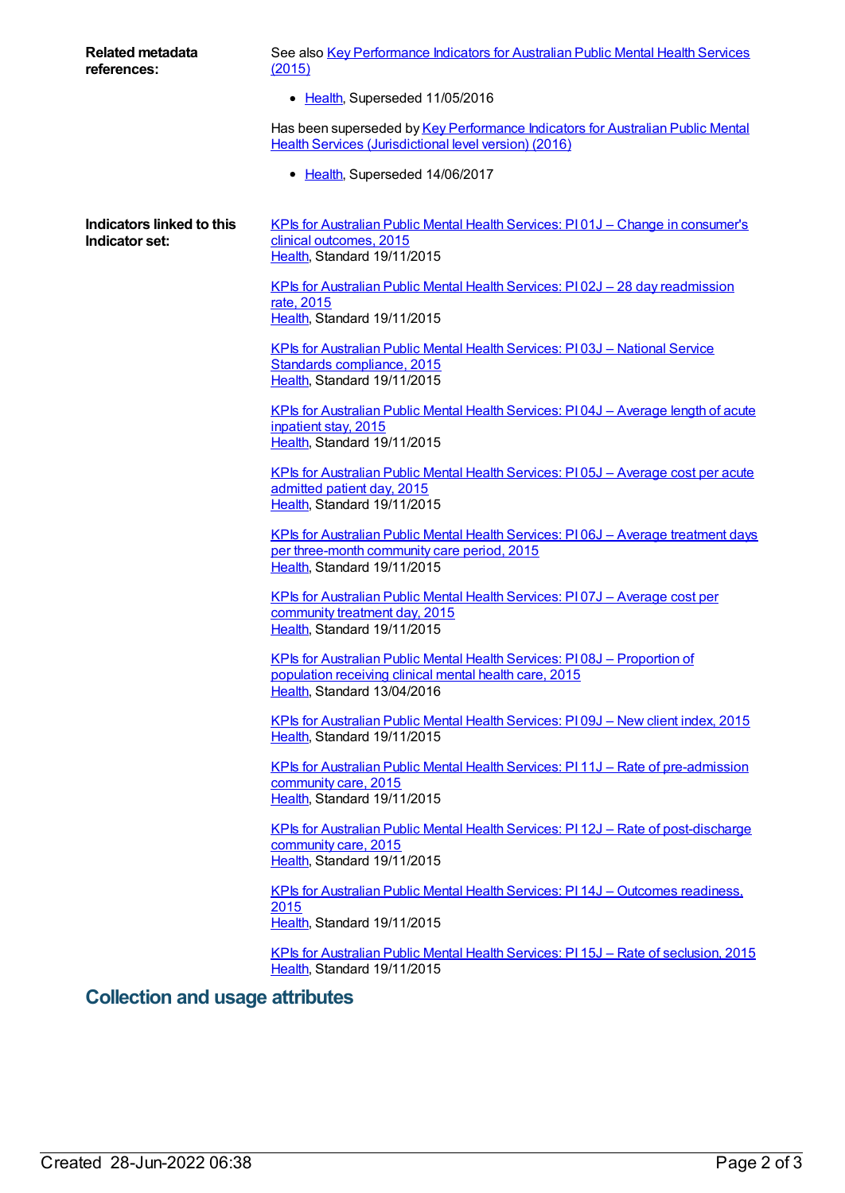**Related metadata references:**

See also Key Performance Indicators for Australian Public Mental Health Services (2015)

- Health, Superseded 11/05/2016

Has been superseded by Key Performance Indicators for Australian Public Mental Health Services (Jurisdictional level version) (2016)

- Health, Superseded 14/06/2017

**Indicators linked to this Indicator set:**

KPIs for Australian Public Mental Health Services: PI 01J – Change in consumer's clinical outcomes, 2015
Health, Standard 19/11/2015

KPIs for Australian Public Mental Health Services: PI 02J – 28 day readmission rate, 2015
Health, Standard 19/11/2015

KPIs for Australian Public Mental Health Services: PI 03J – National Service Standards compliance, 2015
Health, Standard 19/11/2015

KPIs for Australian Public Mental Health Services: PI 04J – Average length of acute inpatient stay, 2015
Health, Standard 19/11/2015

KPIs for Australian Public Mental Health Services: PI 05J – Average cost per acute admitted patient day, 2015
Health, Standard 19/11/2015

KPIs for Australian Public Mental Health Services: PI 06J – Average treatment days per three-month community care period, 2015
Health, Standard 19/11/2015

KPIs for Australian Public Mental Health Services: PI 07J – Average cost per community treatment day, 2015
Health, Standard 19/11/2015

KPIs for Australian Public Mental Health Services: PI 08J – Proportion of population receiving clinical mental health care, 2015
Health, Standard 13/04/2016

KPIs for Australian Public Mental Health Services: PI 09J – New client index, 2015
Health, Standard 19/11/2015

KPIs for Australian Public Mental Health Services: PI 11J – Rate of pre-admission community care, 2015
Health, Standard 19/11/2015

KPIs for Australian Public Mental Health Services: PI 12J – Rate of post-discharge community care, 2015
Health, Standard 19/11/2015

KPIs for Australian Public Mental Health Services: PI 14J – Outcomes readiness, 2015
Health, Standard 19/11/2015

KPIs for Australian Public Mental Health Services: PI 15J – Rate of seclusion, 2015
Health, Standard 19/11/2015

## Collection and usage attributes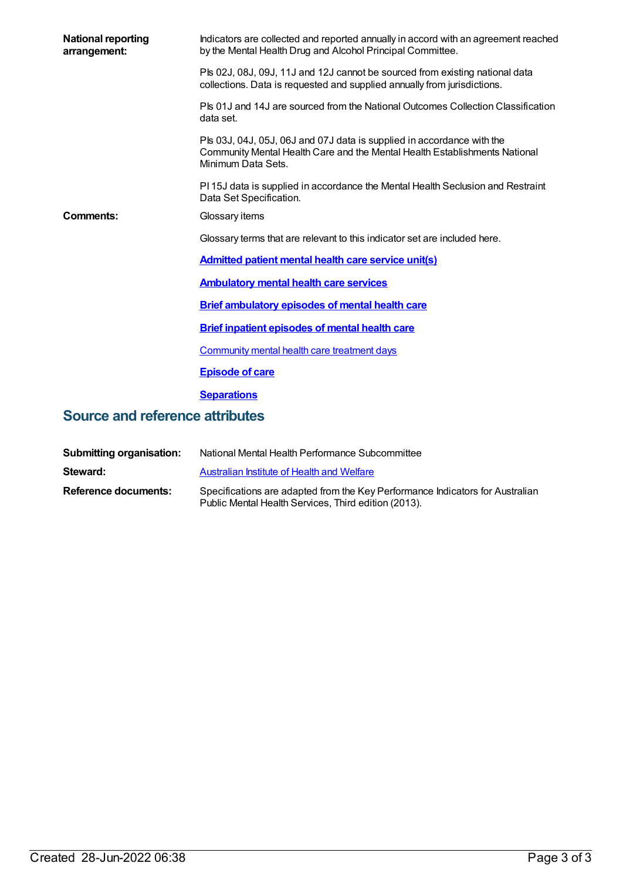**National reporting arrangement:**

Indicators are collected and reported annually in accord with an agreement reached by the Mental Health Drug and Alcohol Principal Committee.

PIs 02J, 08J, 09J, 11J and 12J cannot be sourced from existing national data collections. Data is requested and supplied annually from jurisdictions.

PIs 01J and 14J are sourced from the National Outcomes Collection Classification data set.

PIs 03J, 04J, 05J, 06J and 07J data is supplied in accordance with the Community Mental Health Care and the Mental Health Establishments National Minimum Data Sets.

PI 15J data is supplied in accordance the Mental Health Seclusion and Restraint Data Set Specification.

**Comments:**

Glossary items

Glossary terms that are relevant to this indicator set are included here.

**Admitted patient mental health care service unit(s)**

**Ambulatory mental health care services**

**Brief ambulatory episodes of mental health care**

**Brief inpatient episodes of mental health care**

Community mental health care treatment days

**Episode of care**

**Separations**

## Source and reference attributes

**Submitting organisation:** National Mental Health Performance Subcommittee

**Steward:** Australian Institute of Health and Welfare

**Reference documents:** Specifications are adapted from the Key Performance Indicators for Australian Public Mental Health Services, Third edition (2013).